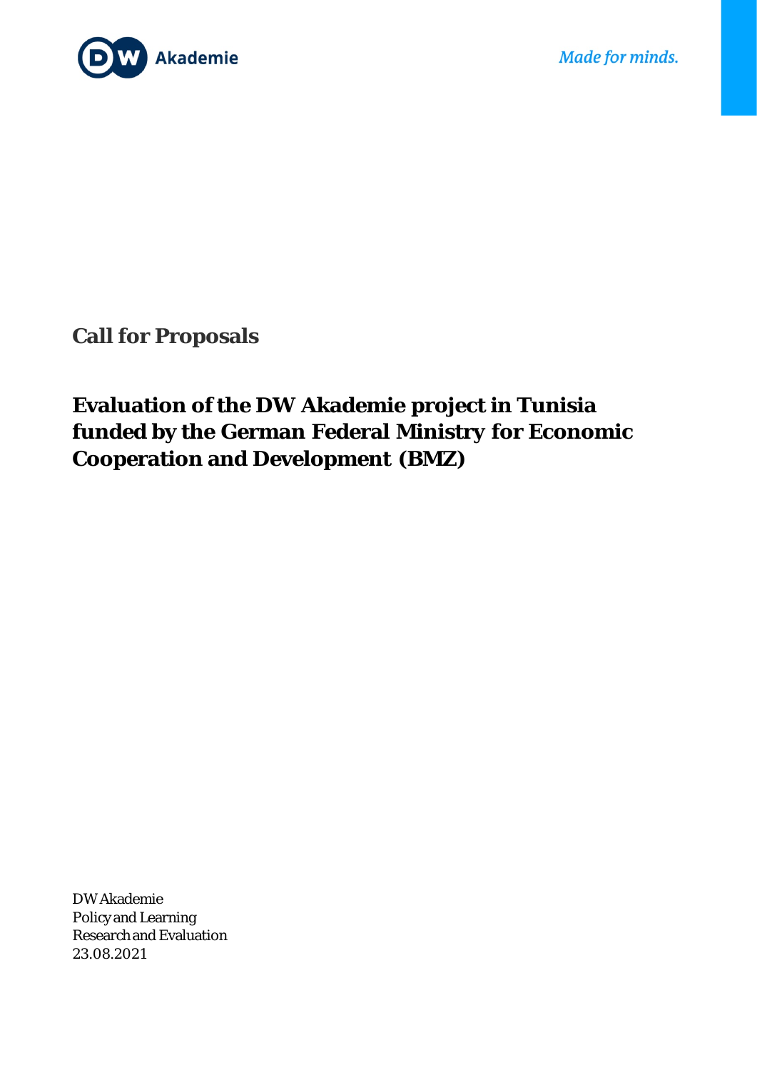DW Akademie

*Made for minds.*

## Call for Proposals

# Evaluation of the DW Akademie project in Tunisia funded by the German Federal Ministry for Economic Cooperation and Development (BMZ)

DW Akademie
Policy and Learning
Research and Evaluation
23.08.2021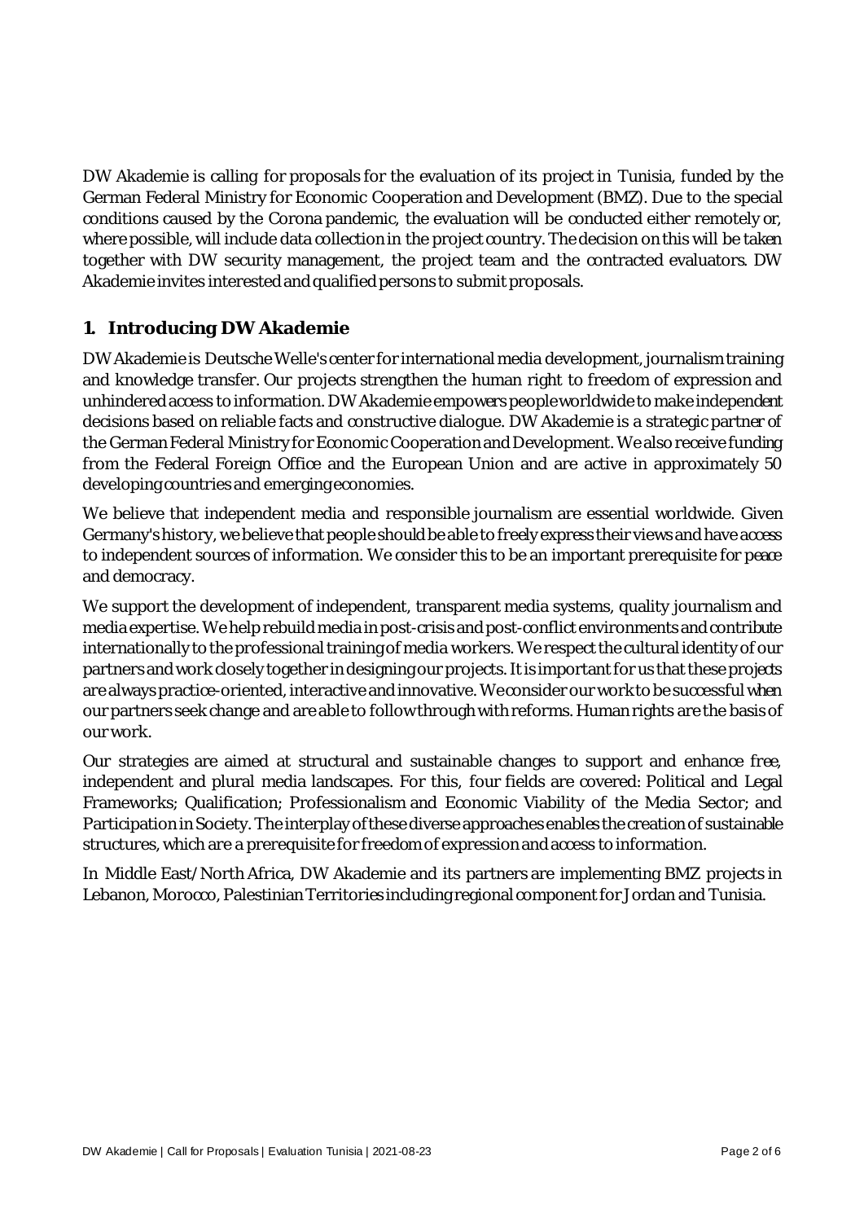DW Akademie is calling for proposals for the evaluation of its project in Tunisia, funded by the German Federal Ministry for Economic Cooperation and Development (BMZ). Due to the special conditions caused by the Corona pandemic, the evaluation will be conducted either remotely or, where possible, will include data collection in the project country. The decision on this will be taken together with DW security management, the project team and the contracted evaluators. DW Akademie invites interested and qualified persons to submit proposals.

## 1. Introducing DW Akademie

DW Akademie is Deutsche Welle's center for international media development, journalism training and knowledge transfer. Our projects strengthen the human right to freedom of expression and unhindered access to information. DW Akademie empowers people worldwide to make independent decisions based on reliable facts and constructive dialogue. DW Akademie is a strategic partner of the German Federal Ministry for Economic Cooperation and Development. We also receive funding from the Federal Foreign Office and the European Union and are active in approximately 50 developing countries and emerging economies.

We believe that independent media and responsible journalism are essential worldwide. Given Germany's history, we believe that people should be able to freely express their views and have access to independent sources of information. We consider this to be an important prerequisite for peace and democracy.

We support the development of independent, transparent media systems, quality journalism and media expertise. We help rebuild media in post-crisis and post-conflict environments and contribute internationally to the professional training of media workers. We respect the cultural identity of our partners and work closely together in designing our projects. It is important for us that these projects are always practice-oriented, interactive and innovative. We consider our work to be successful when our partners seek change and are able to follow through with reforms. Human rights are the basis of our work.

Our strategies are aimed at structural and sustainable changes to support and enhance free, independent and plural media landscapes. For this, four fields are covered: Political and Legal Frameworks; Qualification; Professionalism and Economic Viability of the Media Sector; and Participation in Society. The interplay of these diverse approaches enables the creation of sustainable structures, which are a prerequisite for freedom of expression and access to information.

In Middle East/North Africa, DW Akademie and its partners are implementing BMZ projects in Lebanon, Morocco, Palestinian Territories including regional component for Jordan and Tunisia.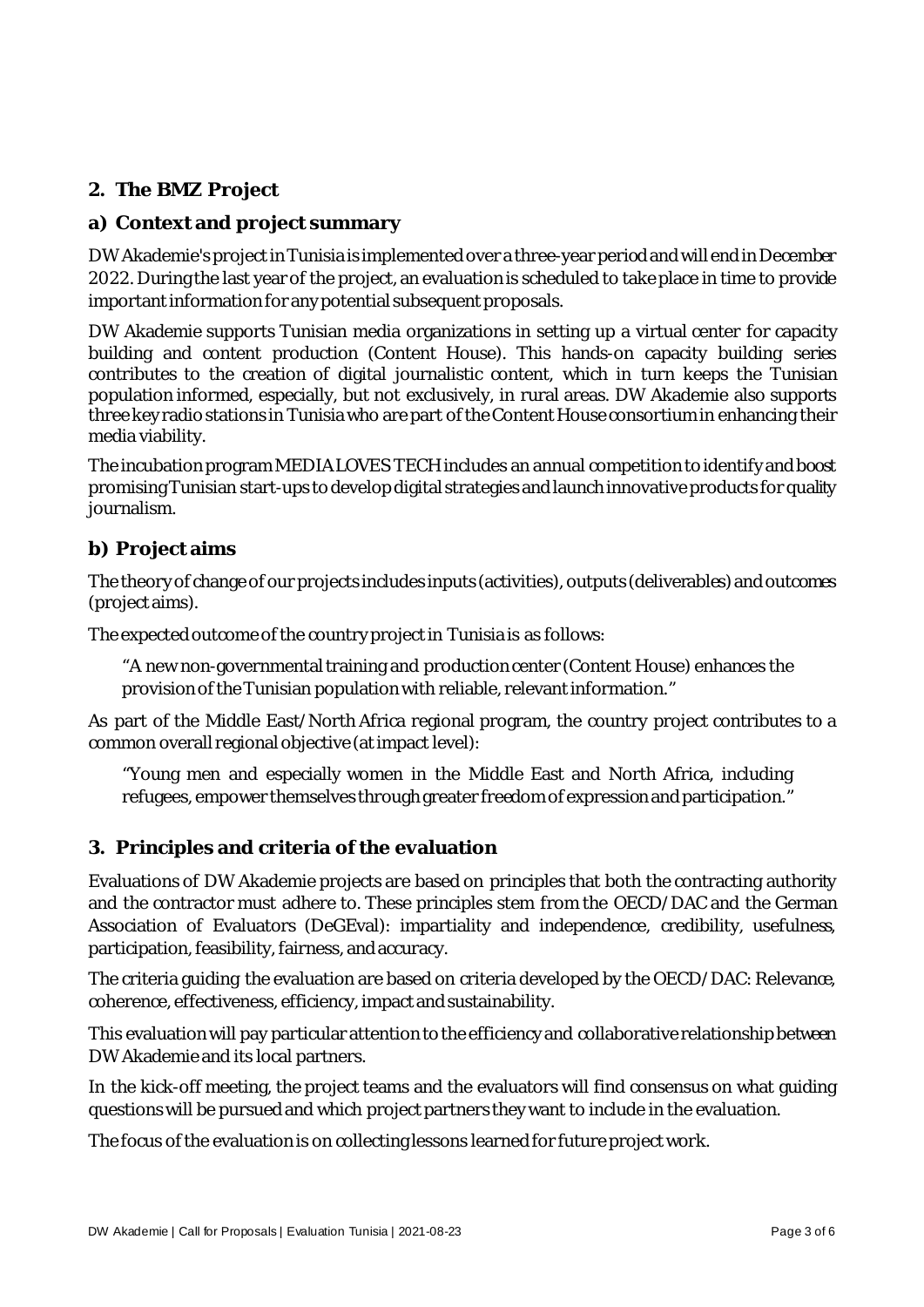## 2. The BMZ Project

### a) Context and project summary

DW Akademie's project in Tunisia is implemented over a three-year period and will end in December 2022. During the last year of the project, an evaluation is scheduled to take place in time to provide important information for any potential subsequent proposals.

DW Akademie supports Tunisian media organizations in setting up a virtual center for capacity building and content production (Content House). This hands-on capacity building series contributes to the creation of digital journalistic content, which in turn keeps the Tunisian population informed, especially, but not exclusively, in rural areas. DW Akademie also supports three key radio stations in Tunisia who are part of the Content House consortium in enhancing their media viability.

The incubation program MEDIA LOVES TECH includes an annual competition to identify and boost promising Tunisian start-ups to develop digital strategies and launch innovative products for quality journalism.

### b) Project aims

The theory of change of our projects includes inputs (activities), outputs (deliverables) and outcomes (project aims).

The expected outcome of the country project in Tunisia is as follows:

> "A new non-governmental training and production center (Content House) enhances the provision of the Tunisian population with reliable, relevant information."

As part of the Middle East/North Africa regional program, the country project contributes to a common overall regional objective (at impact level):

> "Young men and especially women in the Middle East and North Africa, including refugees, empower themselves through greater freedom of expression and participation."

## 3. Principles and criteria of the evaluation

Evaluations of DW Akademie projects are based on principles that both the contracting authority and the contractor must adhere to. These principles stem from the OECD/DAC and the German Association of Evaluators (DeGEval): impartiality and independence, credibility, usefulness, participation, feasibility, fairness, and accuracy.

The criteria guiding the evaluation are based on criteria developed by the OECD/DAC: Relevance, coherence, effectiveness, efficiency, impact and sustainability.

This evaluation will pay particular attention to the efficiency and collaborative relationship between DW Akademie and its local partners.

In the kick-off meeting, the project teams and the evaluators will find consensus on what guiding questions will be pursued and which project partners they want to include in the evaluation.

The focus of the evaluation is on collecting lessons learned for future project work.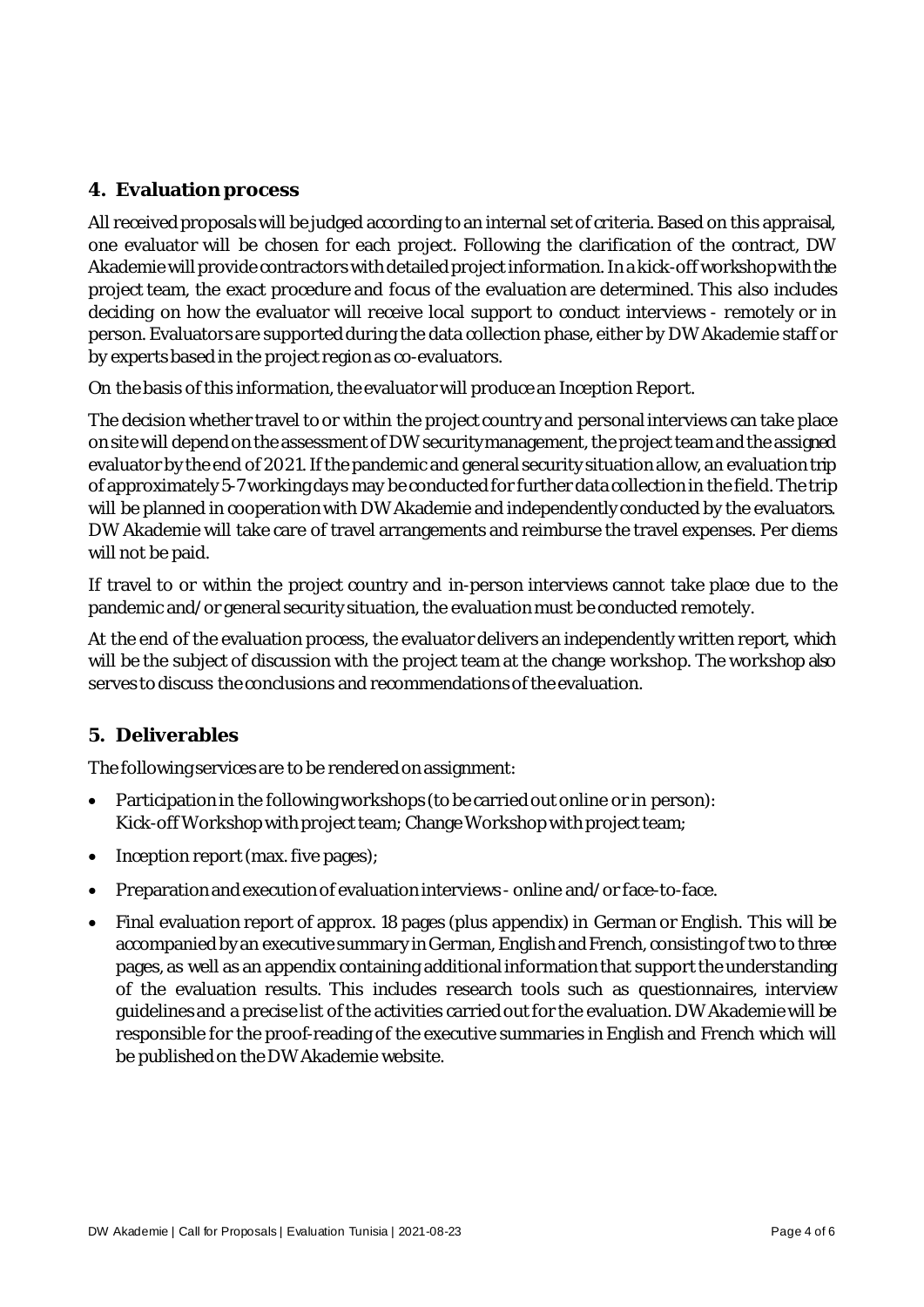## 4. Evaluation process

All received proposals will be judged according to an internal set of criteria. Based on this appraisal, one evaluator will be chosen for each project. Following the clarification of the contract, DW Akademie will provide contractors with detailed project information. In a kick-off workshop with the project team, the exact procedure and focus of the evaluation are determined. This also includes deciding on how the evaluator will receive local support to conduct interviews - remotely or in person. Evaluators are supported during the data collection phase, either by DW Akademie staff or by experts based in the project region as co-evaluators.

On the basis of this information, the evaluator will produce an Inception Report.

The decision whether travel to or within the project country and personal interviews can take place on site will depend on the assessment of DW security management, the project team and the assigned evaluator by the end of 2021. If the pandemic and general security situation allow, an evaluation trip of approximately 5-7 working days may be conducted for further data collection in the field. The trip will be planned in cooperation with DW Akademie and independently conducted by the evaluators. DW Akademie will take care of travel arrangements and reimburse the travel expenses. Per diems will not be paid.

If travel to or within the project country and in-person interviews cannot take place due to the pandemic and/or general security situation, the evaluation must be conducted remotely.

At the end of the evaluation process, the evaluator delivers an independently written report, which will be the subject of discussion with the project team at the change workshop. The workshop also serves to discuss the conclusions and recommendations of the evaluation.

## 5. Deliverables

The following services are to be rendered on assignment:

- Participation in the following workshops (to be carried out online or in person):
  Kick-off Workshop with project team; Change Workshop with project team;
- Inception report (max. five pages);
- Preparation and execution of evaluation interviews - online and/or face-to-face.
- Final evaluation report of approx. 18 pages (plus appendix) in German or English. This will be accompanied by an executive summary in German, English and French, consisting of two to three pages, as well as an appendix containing additional information that support the understanding of the evaluation results. This includes research tools such as questionnaires, interview guidelines and a precise list of the activities carried out for the evaluation. DW Akademie will be responsible for the proof-reading of the executive summaries in English and French which will be published on the DW Akademie website.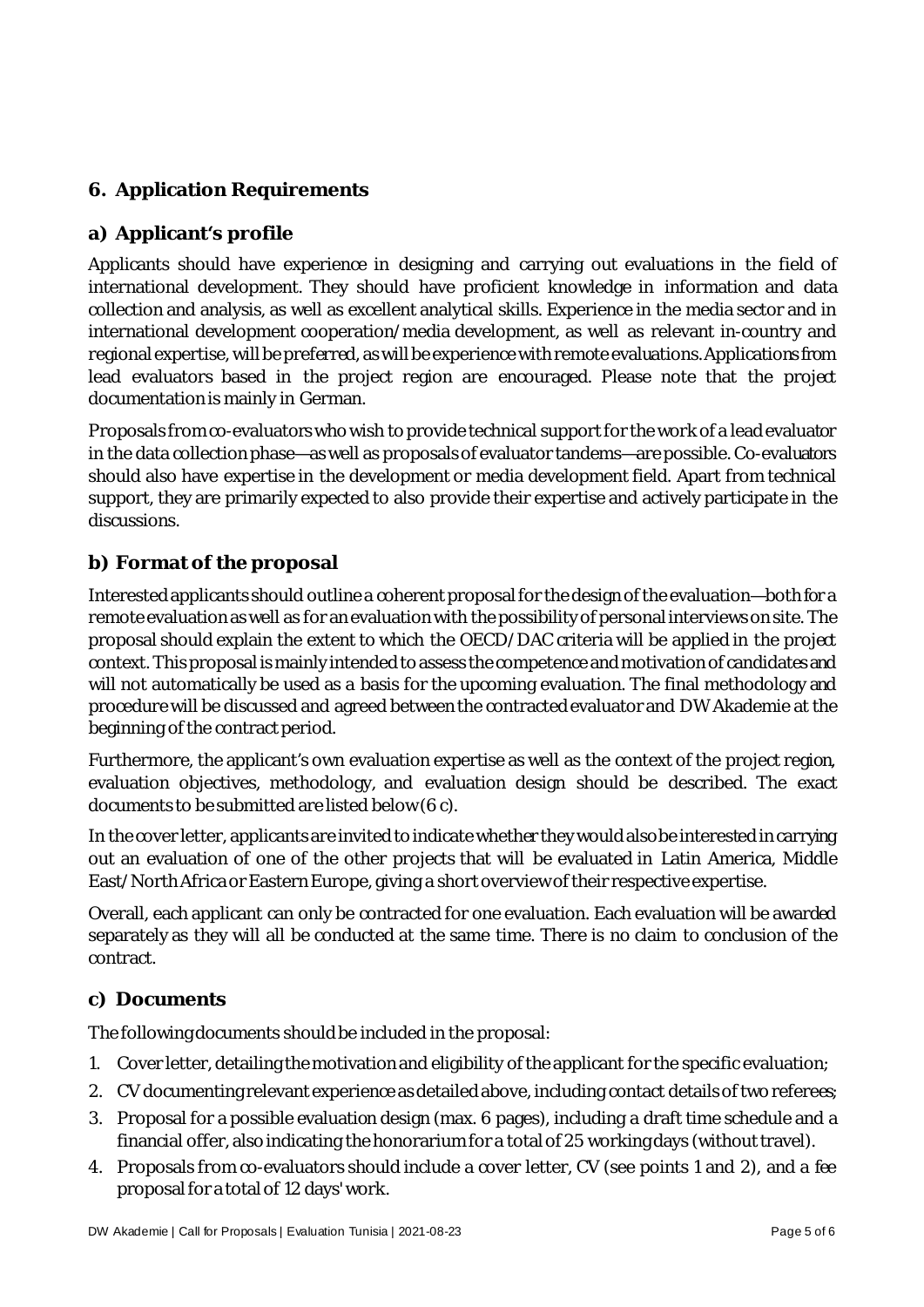## 6. Application Requirements

### a) Applicant's profile

Applicants should have experience in designing and carrying out evaluations in the field of international development. They should have proficient knowledge in information and data collection and analysis, as well as excellent analytical skills. Experience in the media sector and in international development cooperation/media development, as well as relevant in-country and regional expertise, will be preferred, as will be experience with remote evaluations. Applications from lead evaluators based in the project region are encouraged. Please note that the project documentation is mainly in German.

Proposals from co-evaluators who wish to provide technical support for the work of a lead evaluator in the data collection phase—as well as proposals of evaluator tandems—are possible. Co-evaluators should also have expertise in the development or media development field. Apart from technical support, they are primarily expected to also provide their expertise and actively participate in the discussions.

### b) Format of the proposal

Interested applicants should outline a coherent proposal for the design of the evaluation—both for a remote evaluation as well as for an evaluation with the possibility of personal interviews on site. The proposal should explain the extent to which the OECD/DAC criteria will be applied in the project context. This proposal is mainly intended to assess the competence and motivation of candidates and will not automatically be used as a basis for the upcoming evaluation. The final methodology and procedure will be discussed and agreed between the contracted evaluator and DW Akademie at the beginning of the contract period.

Furthermore, the applicant's own evaluation expertise as well as the context of the project region, evaluation objectives, methodology, and evaluation design should be described. The exact documents to be submitted are listed below (6 c).

In the cover letter, applicants are invited to indicate whether they would also be interested in carrying out an evaluation of one of the other projects that will be evaluated in Latin America, Middle East/North Africa or Eastern Europe, giving a short overview of their respective expertise.

Overall, each applicant can only be contracted for one evaluation. Each evaluation will be awarded separately as they will all be conducted at the same time. There is no claim to conclusion of the contract.

### c) Documents

The following documents should be included in the proposal:

1. Cover letter, detailing the motivation and eligibility of the applicant for the specific evaluation;
2. CV documenting relevant experience as detailed above, including contact details of two referees;
3. Proposal for a possible evaluation design (max. 6 pages), including a draft time schedule and a financial offer, also indicating the honorarium for a total of 25 working days (without travel).
4. Proposals from co-evaluators should include a cover letter, CV (see points 1 and 2), and a fee proposal for a total of 12 days' work.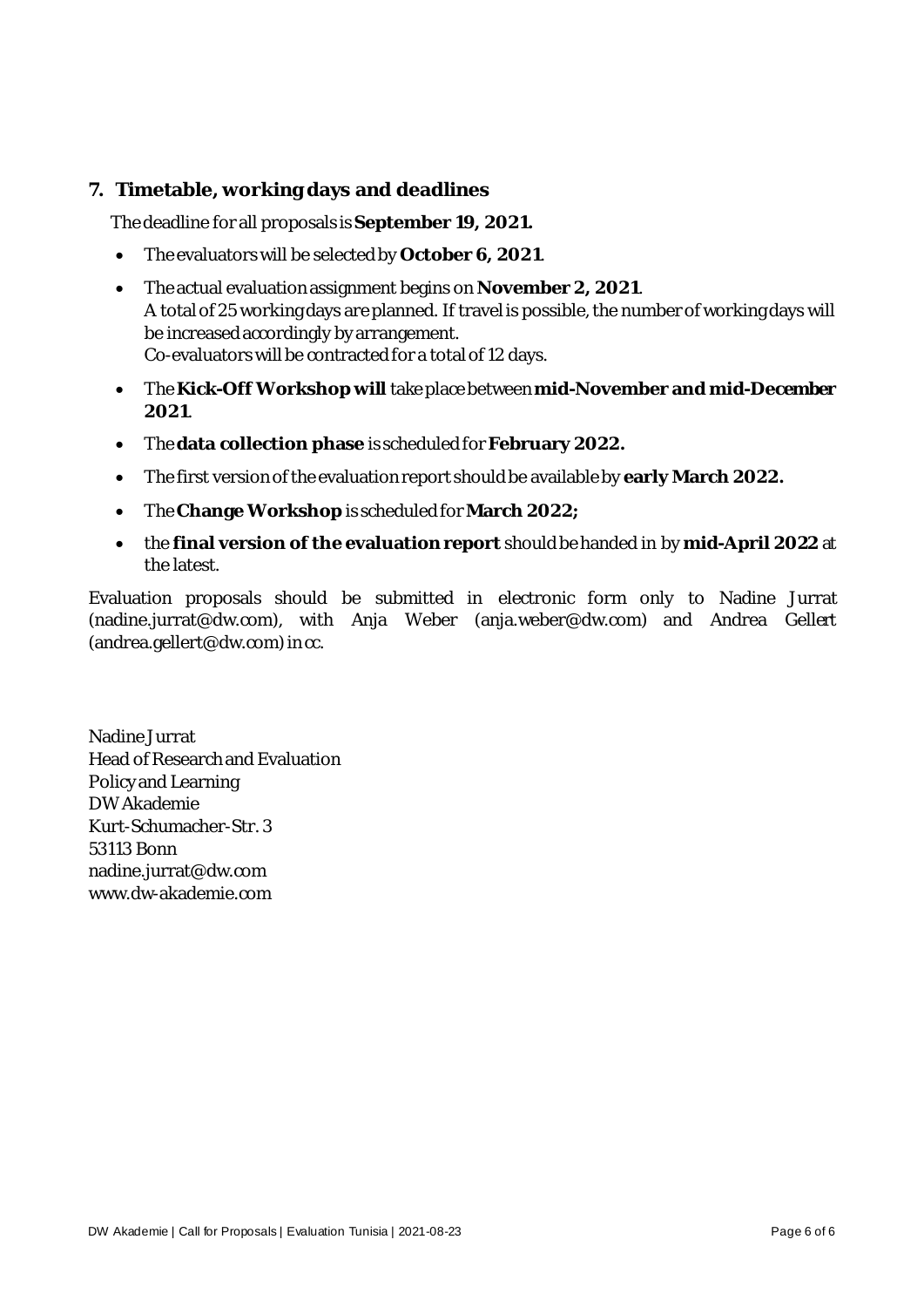## 7. Timetable, working days and deadlines

The deadline for all proposals is **September 19, 2021.**

- The evaluators will be selected by **October 6, 2021**.
- The actual evaluation assignment begins on **November 2, 2021**.
  A total of 25 working days are planned. If travel is possible, the number of working days will be increased accordingly by arrangement.
  Co-evaluators will be contracted for a total of 12 days.
- The **Kick-Off Workshop will** take place between **mid-November and mid-December 2021**.
- The **data collection phase** is scheduled for **February 2022.**
- The first version of the evaluation report should be available by **early March 2022.**
- The **Change Workshop** is scheduled for **March 2022;**
- the **final version of the evaluation report** should be handed in by **mid-April 2022** at the latest.

Evaluation proposals should be submitted in electronic form only to Nadine Jurrat (nadine.jurrat@dw.com), with Anja Weber (anja.weber@dw.com) and Andrea Gellert (andrea.gellert@dw.com) in cc.

Nadine Jurrat
Head of Research and Evaluation
Policy and Learning
DW Akademie
Kurt-Schumacher-Str. 3
53113 Bonn
nadine.jurrat@dw.com
www.dw-akademie.com